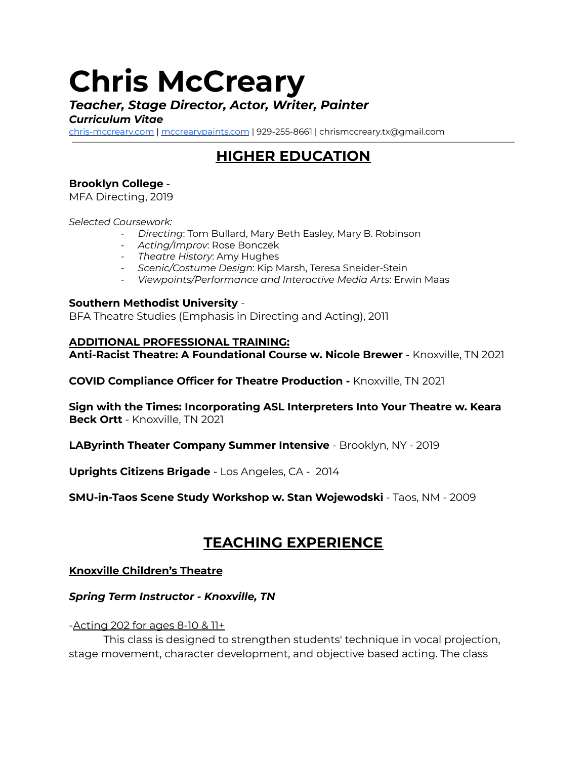# Chris McCreary

***Teacher, Stage Director, Actor, Writer, Painter***
***Curriculum Vitae***

[chris-mccreary.com](chris-mccreary.com) | [mccrearypaints.com](mccrearypaints.com) | 929-255-8661 | chrismccreary.tx@gmail.com

---

## HIGHER EDUCATION

**Brooklyn College** -
MFA Directing, 2019

*Selected Coursework:*

- *Directing*: Tom Bullard, Mary Beth Easley, Mary B. Robinson
- *Acting/Improv*: Rose Bonczek
- *Theatre History*: Amy Hughes
- *Scenic/Costume Design*: Kip Marsh, Teresa Sneider-Stein
- *Viewpoints/Performance and Interactive Media Arts*: Erwin Maas

**Southern Methodist University** -
BFA Theatre Studies (Emphasis in Directing and Acting), 2011

**ADDITIONAL PROFESSIONAL TRAINING:**

**Anti-Racist Theatre: A Foundational Course w. Nicole Brewer** - Knoxville, TN 2021

**COVID Compliance Officer for Theatre Production -** Knoxville, TN 2021

**Sign with the Times: Incorporating ASL Interpreters Into Your Theatre w. Keara Beck Ortt** - Knoxville, TN 2021

**LAByrinth Theater Company Summer Intensive** - Brooklyn, NY - 2019

**Uprights Citizens Brigade** - Los Angeles, CA - 2014

**SMU-in-Taos Scene Study Workshop w. Stan Wojewodski** - Taos, NM - 2009

## TEACHING EXPERIENCE

**Knoxville Children's Theatre**

***Spring Term Instructor - Knoxville, TN***

-Acting 202 for ages 8-10 & 11+

This class is designed to strengthen students' technique in vocal projection, stage movement, character development, and objective based acting. The class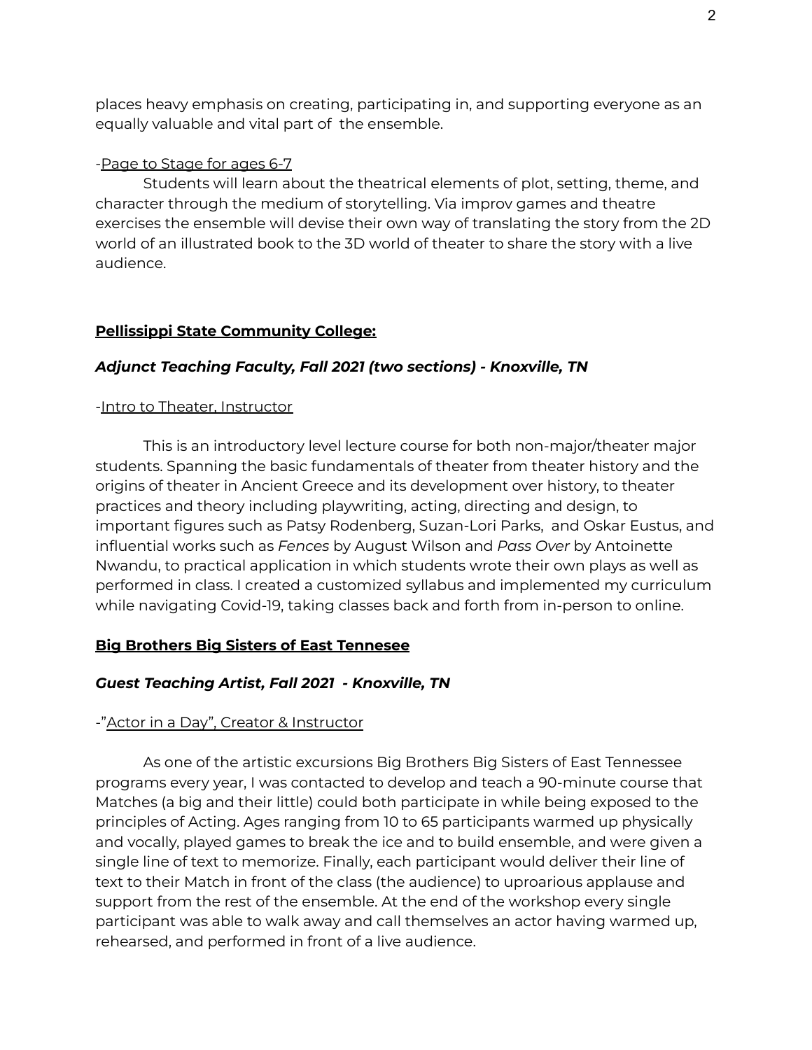places heavy emphasis on creating, participating in, and supporting everyone as an equally valuable and vital part of the ensemble.

-<u>Page to Stage for ages 6-7</u>

Students will learn about the theatrical elements of plot, setting, theme, and character through the medium of storytelling. Via improv games and theatre exercises the ensemble will devise their own way of translating the story from the 2D world of an illustrated book to the 3D world of theater to share the story with a live audience.

## **<u>Pellissippi State Community College:</u>**

### ***Adjunct Teaching Faculty, Fall 2021 (two sections) - Knoxville, TN***

-<u>Intro to Theater, Instructor</u>

This is an introductory level lecture course for both non-major/theater major students. Spanning the basic fundamentals of theater from theater history and the origins of theater in Ancient Greece and its development over history, to theater practices and theory including playwriting, acting, directing and design, to important figures such as Patsy Rodenberg, Suzan-Lori Parks, and Oskar Eustus, and influential works such as *Fences* by August Wilson and *Pass Over* by Antoinette Nwandu, to practical application in which students wrote their own plays as well as performed in class. I created a customized syllabus and implemented my curriculum while navigating Covid-19, taking classes back and forth from in-person to online.

## **<u>Big Brothers Big Sisters of East Tennesee</u>**

### ***Guest Teaching Artist, Fall 2021 - Knoxville, TN***

-<u>"Actor in a Day", Creator & Instructor</u>

As one of the artistic excursions Big Brothers Big Sisters of East Tennessee programs every year, I was contacted to develop and teach a 90-minute course that Matches (a big and their little) could both participate in while being exposed to the principles of Acting. Ages ranging from 10 to 65 participants warmed up physically and vocally, played games to break the ice and to build ensemble, and were given a single line of text to memorize. Finally, each participant would deliver their line of text to their Match in front of the class (the audience) to uproarious applause and support from the rest of the ensemble. At the end of the workshop every single participant was able to walk away and call themselves an actor having warmed up, rehearsed, and performed in front of a live audience.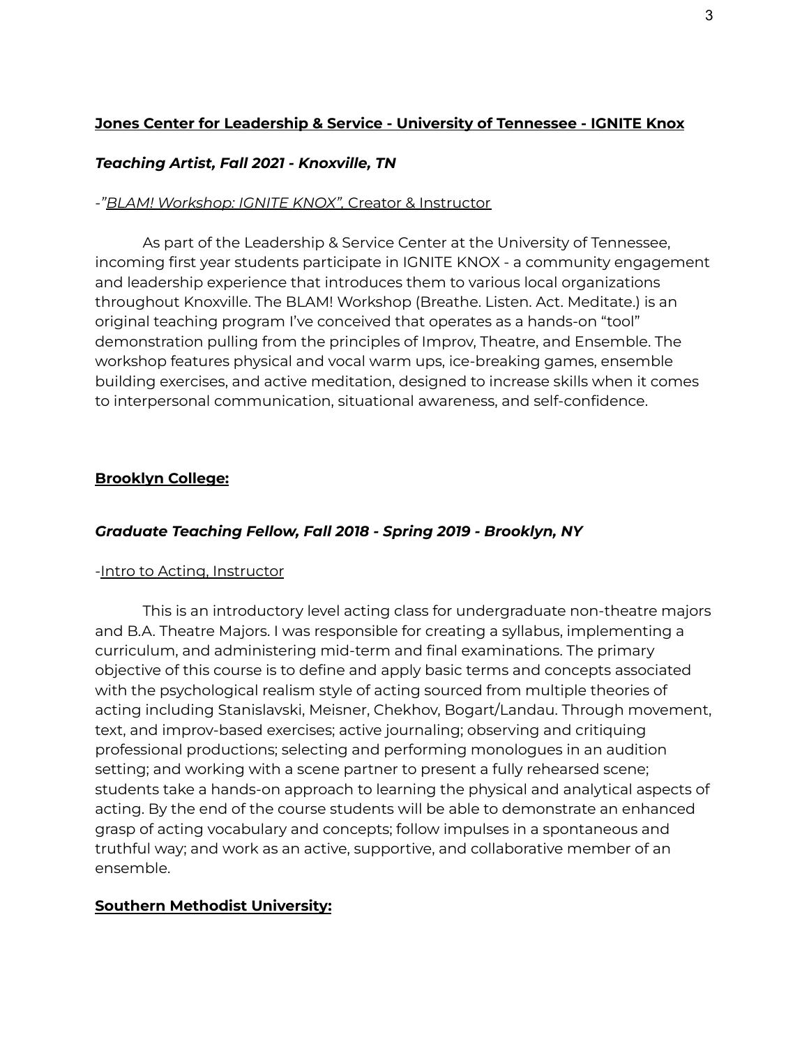**Jones Center for Leadership & Service - University of Tennessee - IGNITE Knox**

***Teaching Artist, Fall 2021 - Knoxville, TN***

-*"BLAM! Workshop: IGNITE KNOX"*, Creator & Instructor

As part of the Leadership & Service Center at the University of Tennessee, incoming first year students participate in IGNITE KNOX - a community engagement and leadership experience that introduces them to various local organizations throughout Knoxville. The BLAM! Workshop (Breathe. Listen. Act. Meditate.) is an original teaching program I've conceived that operates as a hands-on "tool" demonstration pulling from the principles of Improv, Theatre, and Ensemble. The workshop features physical and vocal warm ups, ice-breaking games, ensemble building exercises, and active meditation, designed to increase skills when it comes to interpersonal communication, situational awareness, and self-confidence.

**Brooklyn College:**

***Graduate Teaching Fellow, Fall 2018 - Spring 2019 - Brooklyn, NY***

-Intro to Acting, Instructor

This is an introductory level acting class for undergraduate non-theatre majors and B.A. Theatre Majors. I was responsible for creating a syllabus, implementing a curriculum, and administering mid-term and final examinations. The primary objective of this course is to define and apply basic terms and concepts associated with the psychological realism style of acting sourced from multiple theories of acting including Stanislavski, Meisner, Chekhov, Bogart/Landau. Through movement, text, and improv-based exercises; active journaling; observing and critiquing professional productions; selecting and performing monologues in an audition setting; and working with a scene partner to present a fully rehearsed scene; students take a hands-on approach to learning the physical and analytical aspects of acting. By the end of the course students will be able to demonstrate an enhanced grasp of acting vocabulary and concepts; follow impulses in a spontaneous and truthful way; and work as an active, supportive, and collaborative member of an ensemble.

**Southern Methodist University:**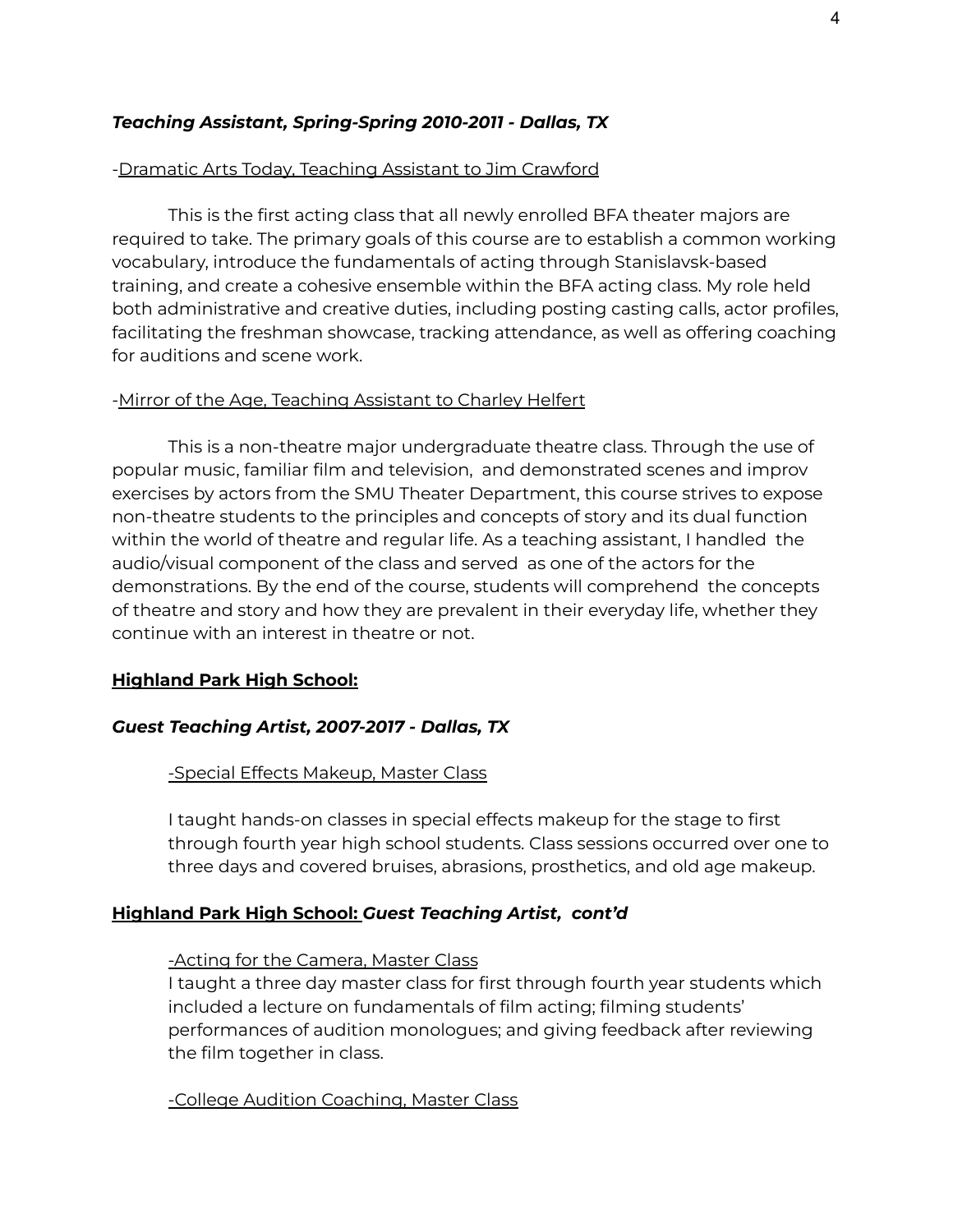***Teaching Assistant, Spring-Spring 2010-2011 - Dallas, TX***

-<u>Dramatic Arts Today, Teaching Assistant to Jim Crawford</u>

This is the first acting class that all newly enrolled BFA theater majors are required to take. The primary goals of this course are to establish a common working vocabulary, introduce the fundamentals of acting through Stanislavsk-based training, and create a cohesive ensemble within the BFA acting class. My role held both administrative and creative duties, including posting casting calls, actor profiles, facilitating the freshman showcase, tracking attendance, as well as offering coaching for auditions and scene work.

-<u>Mirror of the Age, Teaching Assistant to Charley Helfert</u>

This is a non-theatre major undergraduate theatre class. Through the use of popular music, familiar film and television, and demonstrated scenes and improv exercises by actors from the SMU Theater Department, this course strives to expose non-theatre students to the principles and concepts of story and its dual function within the world of theatre and regular life. As a teaching assistant, I handled the audio/visual component of the class and served as one of the actors for the demonstrations. By the end of the course, students will comprehend the concepts of theatre and story and how they are prevalent in their everyday life, whether they continue with an interest in theatre or not.

**<u>Highland Park High School:</u>**

***Guest Teaching Artist, 2007-2017 - Dallas, TX***

<u>-Special Effects Makeup, Master Class</u>

I taught hands-on classes in special effects makeup for the stage to first through fourth year high school students. Class sessions occurred over one to three days and covered bruises, abrasions, prosthetics, and old age makeup.

**<u>Highland Park High School:</u>** ***Guest Teaching Artist, cont'd***

<u>-Acting for the Camera, Master Class</u>
I taught a three day master class for first through fourth year students which included a lecture on fundamentals of film acting; filming students' performances of audition monologues; and giving feedback after reviewing the film together in class.

<u>-College Audition Coaching, Master Class</u>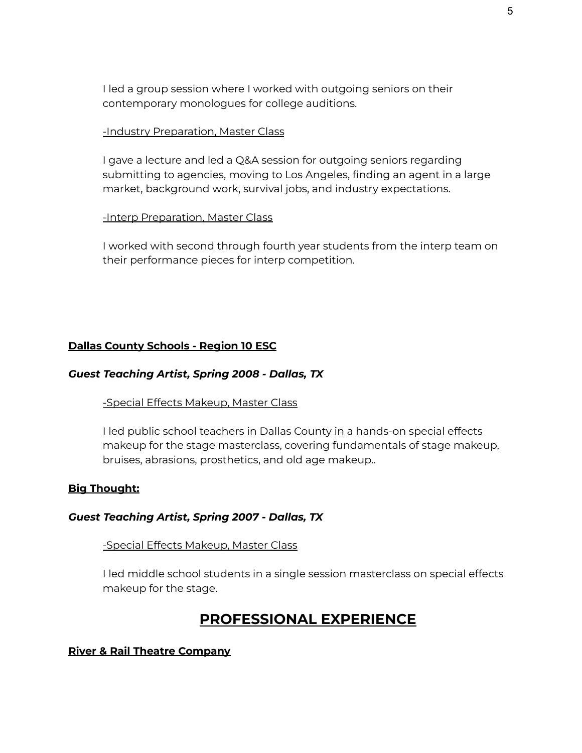I led a group session where I worked with outgoing seniors on their contemporary monologues for college auditions.

<u>-Industry Preparation, Master Class</u>

I gave a lecture and led a Q&A session for outgoing seniors regarding submitting to agencies, moving to Los Angeles, finding an agent in a large market, background work, survival jobs, and industry expectations.

<u>-Interp Preparation, Master Class</u>

I worked with second through fourth year students from the interp team on their performance pieces for interp competition.

**<u>Dallas County Schools - Region 10 ESC</u>**

***Guest Teaching Artist, Spring 2008 - Dallas, TX***

<u>-Special Effects Makeup, Master Class</u>

I led public school teachers in Dallas County in a hands-on special effects makeup for the stage masterclass, covering fundamentals of stage makeup, bruises, abrasions, prosthetics, and old age makeup..

**<u>Big Thought:</u>**

***Guest Teaching Artist, Spring 2007 - Dallas, TX***

<u>-Special Effects Makeup, Master Class</u>

I led middle school students in a single session masterclass on special effects makeup for the stage.

## <u>PROFESSIONAL EXPERIENCE</u>

**<u>River & Rail Theatre Company</u>**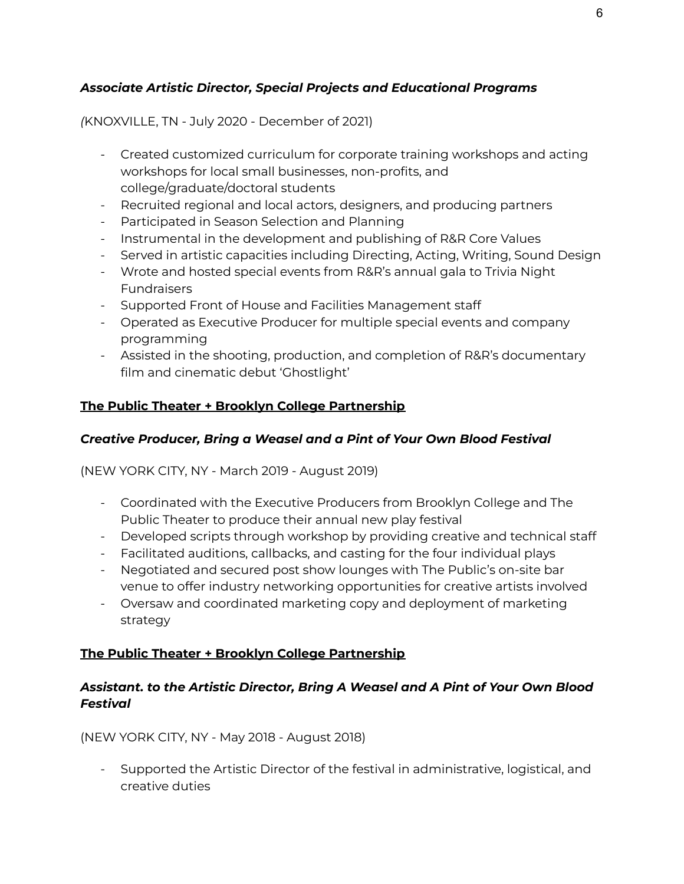***Associate Artistic Director, Special Projects and Educational Programs***

*(*KNOXVILLE, TN - July 2020 - December of 2021)

- Created customized curriculum for corporate training workshops and acting workshops for local small businesses, non-profits, and college/graduate/doctoral students
- Recruited regional and local actors, designers, and producing partners
- Participated in Season Selection and Planning
- Instrumental in the development and publishing of R&R Core Values
- Served in artistic capacities including Directing, Acting, Writing, Sound Design
- Wrote and hosted special events from R&R's annual gala to Trivia Night Fundraisers
- Supported Front of House and Facilities Management staff
- Operated as Executive Producer for multiple special events and company programming
- Assisted in the shooting, production, and completion of R&R's documentary film and cinematic debut 'Ghostlight'

<u>**The Public Theater + Brooklyn College Partnership**</u>

***Creative Producer, Bring a Weasel and a Pint of Your Own Blood Festival***

(NEW YORK CITY, NY - March 2019 - August 2019)

- Coordinated with the Executive Producers from Brooklyn College and The Public Theater to produce their annual new play festival
- Developed scripts through workshop by providing creative and technical staff
- Facilitated auditions, callbacks, and casting for the four individual plays
- Negotiated and secured post show lounges with The Public's on-site bar venue to offer industry networking opportunities for creative artists involved
- Oversaw and coordinated marketing copy and deployment of marketing strategy

<u>**The Public Theater + Brooklyn College Partnership**</u>

***Assistant. to the Artistic Director, Bring A Weasel and A Pint of Your Own Blood Festival***

(NEW YORK CITY, NY - May 2018 - August 2018)

- Supported the Artistic Director of the festival in administrative, logistical, and creative duties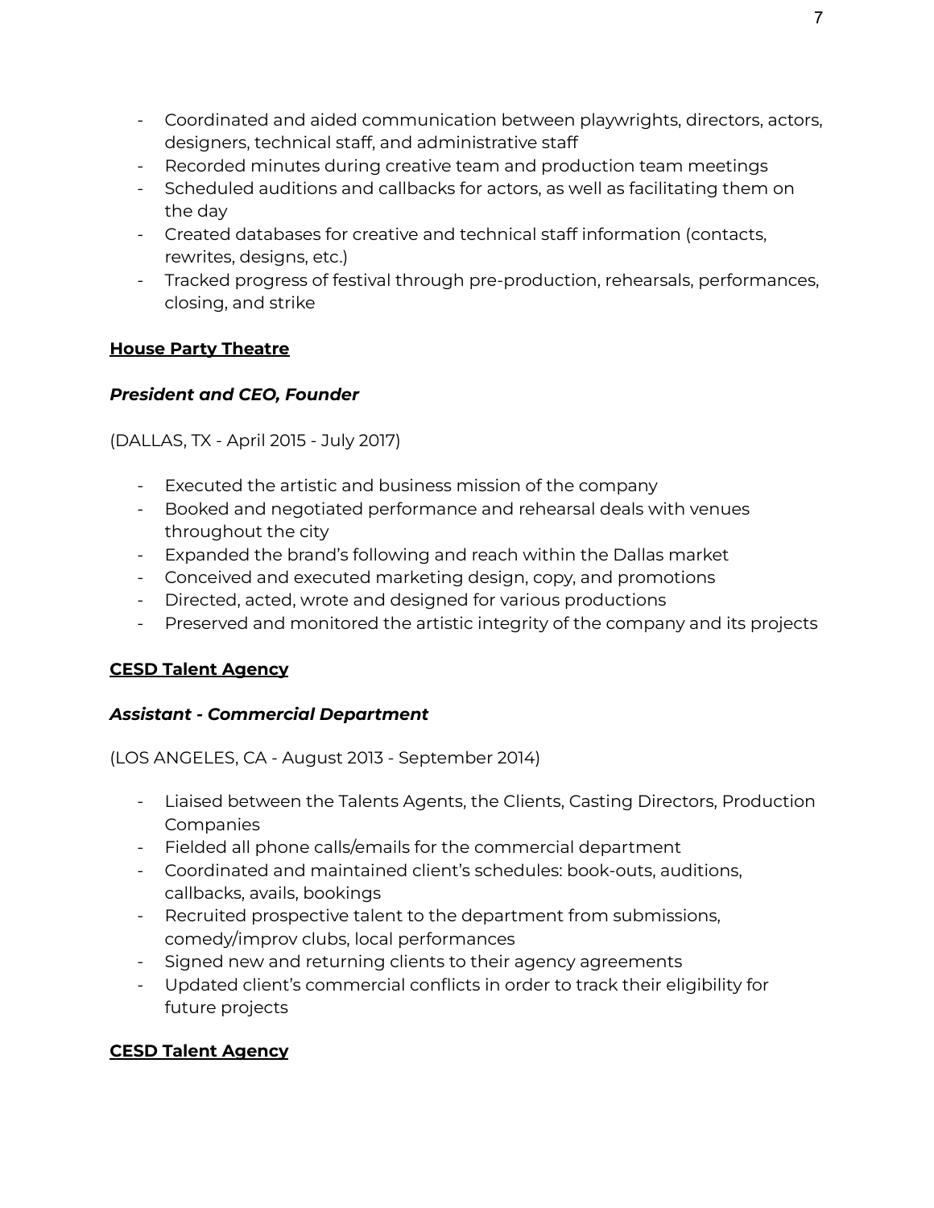- Coordinated and aided communication between playwrights, directors, actors, designers, technical staff, and administrative staff
- Recorded minutes during creative team and production team meetings
- Scheduled auditions and callbacks for actors, as well as facilitating them on the day
- Created databases for creative and technical staff information (contacts, rewrites, designs, etc.)
- Tracked progress of festival through pre-production, rehearsals, performances, closing, and strike

**<u>House Party Theatre</u>**

***President and CEO, Founder***

(DALLAS, TX - April 2015 - July 2017)

- Executed the artistic and business mission of the company
- Booked and negotiated performance and rehearsal deals with venues throughout the city
- Expanded the brand's following and reach within the Dallas market
- Conceived and executed marketing design, copy, and promotions
- Directed, acted, wrote and designed for various productions
- Preserved and monitored the artistic integrity of the company and its projects

**<u>CESD Talent Agency</u>**

***Assistant - Commercial Department***

(LOS ANGELES, CA - August 2013 - September 2014)

- Liaised between the Talents Agents, the Clients, Casting Directors, Production Companies
- Fielded all phone calls/emails for the commercial department
- Coordinated and maintained client's schedules: book-outs, auditions, callbacks, avails, bookings
- Recruited prospective talent to the department from submissions, comedy/improv clubs, local performances
- Signed new and returning clients to their agency agreements
- Updated client's commercial conflicts in order to track their eligibility for future projects

**<u>CESD Talent Agency</u>**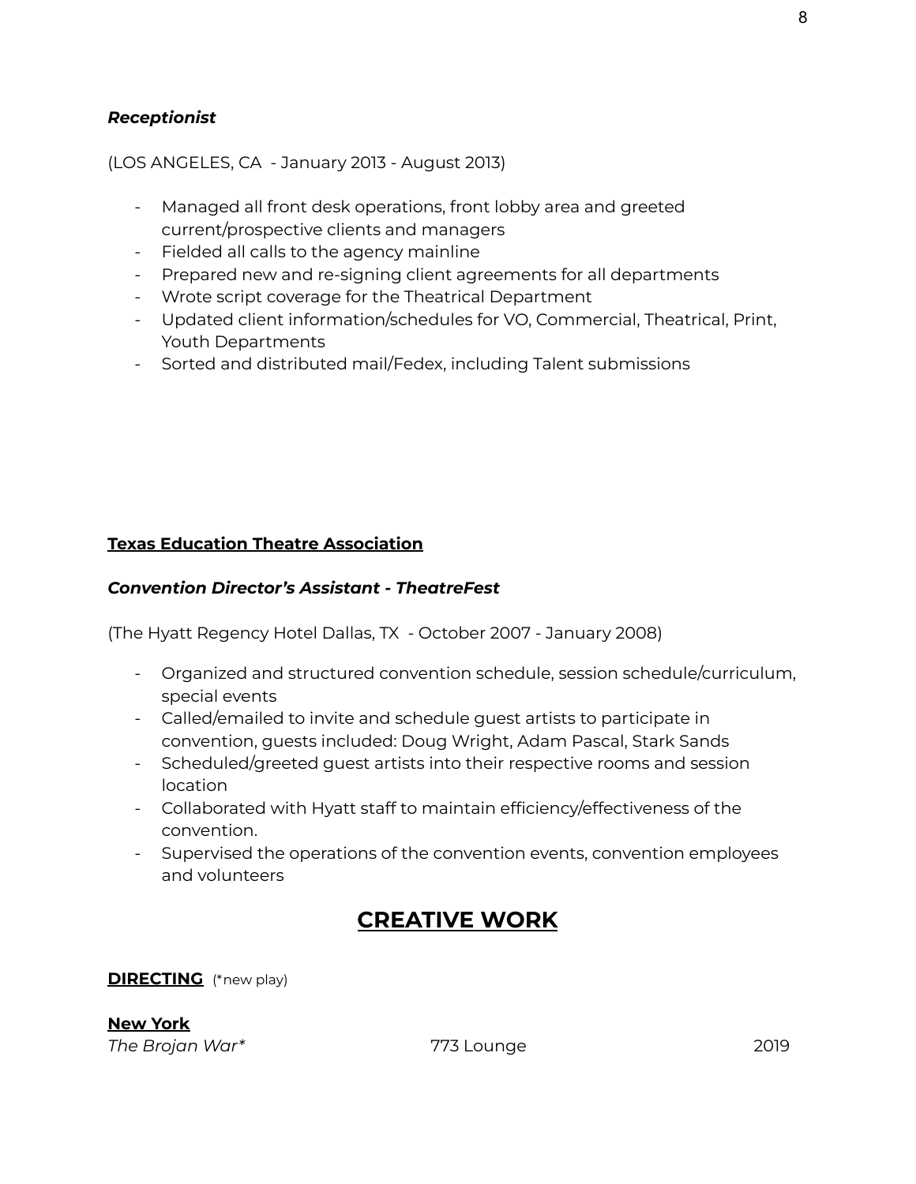***Receptionist***

(LOS ANGELES, CA - January 2013 - August 2013)

- Managed all front desk operations, front lobby area and greeted current/prospective clients and managers
- Fielded all calls to the agency mainline
- Prepared new and re-signing client agreements for all departments
- Wrote script coverage for the Theatrical Department
- Updated client information/schedules for VO, Commercial, Theatrical, Print, Youth Departments
- Sorted and distributed mail/Fedex, including Talent submissions

**<u>Texas Education Theatre Association</u>**

***Convention Director's Assistant - TheatreFest***

(The Hyatt Regency Hotel Dallas, TX - October 2007 - January 2008)

- Organized and structured convention schedule, session schedule/curriculum, special events
- Called/emailed to invite and schedule guest artists to participate in convention, guests included: Doug Wright, Adam Pascal, Stark Sands
- Scheduled/greeted guest artists into their respective rooms and session location
- Collaborated with Hyatt staff to maintain efficiency/effectiveness of the convention.
- Supervised the operations of the convention events, convention employees and volunteers

# <u>CREATIVE WORK</u>

**<u>DIRECTING</u>** (*new play)

**<u>New York</u>**

| | | |
|---|---|---|
| *The Brojan War** | 773 Lounge | 2019 |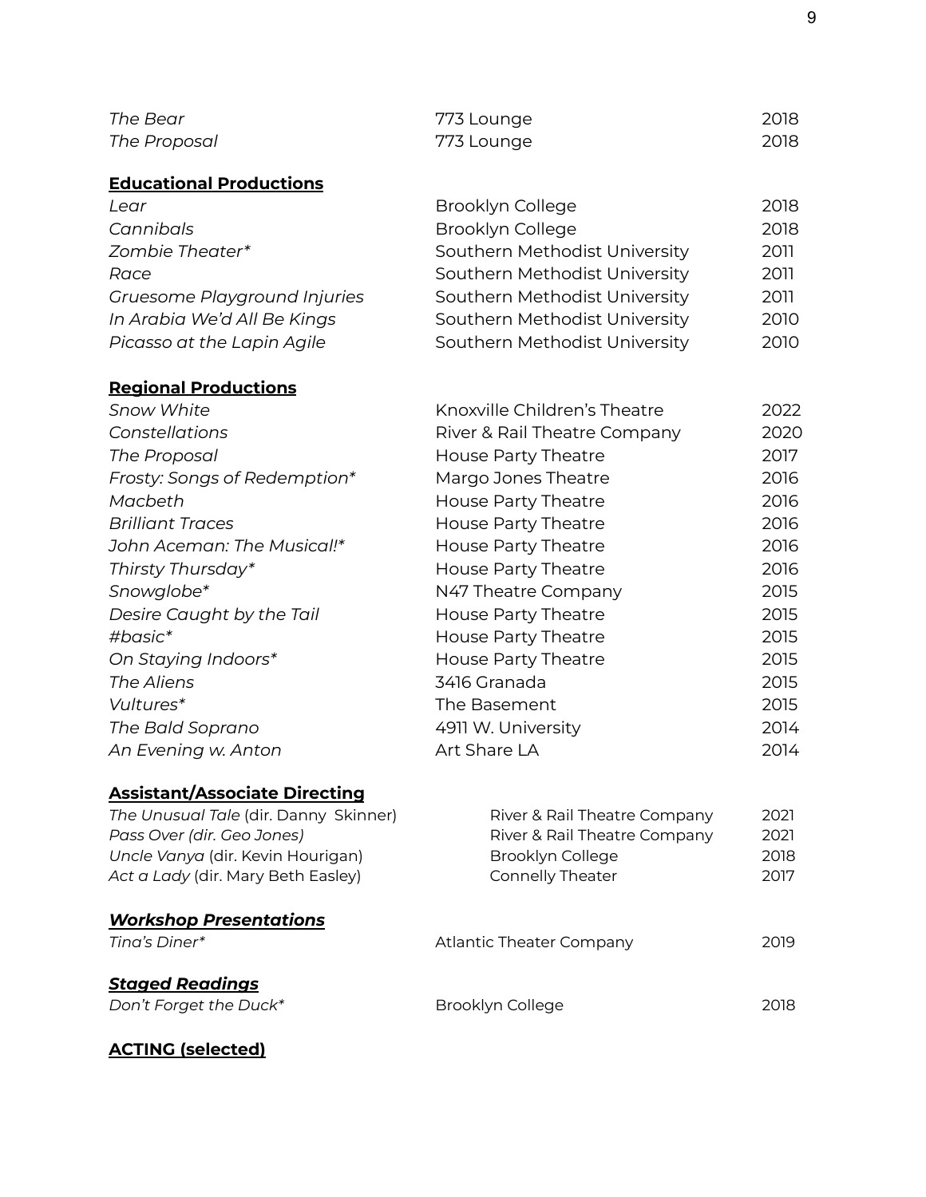| | | |
|---|---|---|
| *The Bear* | 773 Lounge | 2018 |
| *The Proposal* | 773 Lounge | 2018 |

**Educational Productions**

| | | |
|---|---|---|
| *Lear* | Brooklyn College | 2018 |
| *Cannibals* | Brooklyn College | 2018 |
| *Zombie Theater** | Southern Methodist University | 2011 |
| *Race* | Southern Methodist University | 2011 |
| *Gruesome Playground Injuries* | Southern Methodist University | 2011 |
| *In Arabia We'd All Be Kings* | Southern Methodist University | 2010 |
| *Picasso at the Lapin Agile* | Southern Methodist University | 2010 |

**Regional Productions**

| | | |
|---|---|---|
| *Snow White* | Knoxville Children's Theatre | 2022 |
| *Constellations* | River & Rail Theatre Company | 2020 |
| *The Proposal* | House Party Theatre | 2017 |
| *Frosty: Songs of Redemption** | Margo Jones Theatre | 2016 |
| *Macbeth* | House Party Theatre | 2016 |
| *Brilliant Traces* | House Party Theatre | 2016 |
| *John Aceman: The Musical!** | House Party Theatre | 2016 |
| *Thirsty Thursday** | House Party Theatre | 2016 |
| *Snowglobe** | N47 Theatre Company | 2015 |
| *Desire Caught by the Tail* | House Party Theatre | 2015 |
| *#basic** | House Party Theatre | 2015 |
| *On Staying Indoors** | House Party Theatre | 2015 |
| *The Aliens* | 3416 Granada | 2015 |
| *Vultures** | The Basement | 2015 |
| *The Bald Soprano* | 4911 W. University | 2014 |
| *An Evening w. Anton* | Art Share LA | 2014 |

**Assistant/Associate Directing**

| | | |
|---|---|---|
| *The Unusual Tale* (dir. Danny Skinner) | River & Rail Theatre Company | 2021 |
| *Pass Over (dir. Geo Jones)* | River & Rail Theatre Company | 2021 |
| *Uncle Vanya* (dir. Kevin Hourigan) | Brooklyn College | 2018 |
| *Act a Lady* (dir. Mary Beth Easley) | Connelly Theater | 2017 |

***Workshop Presentations***

| | | |
|---|---|---|
| *Tina's Diner** | Atlantic Theater Company | 2019 |

***Staged Readings***

| | | |
|---|---|---|
| *Don't Forget the Duck** | Brooklyn College | 2018 |

**ACTING (selected)**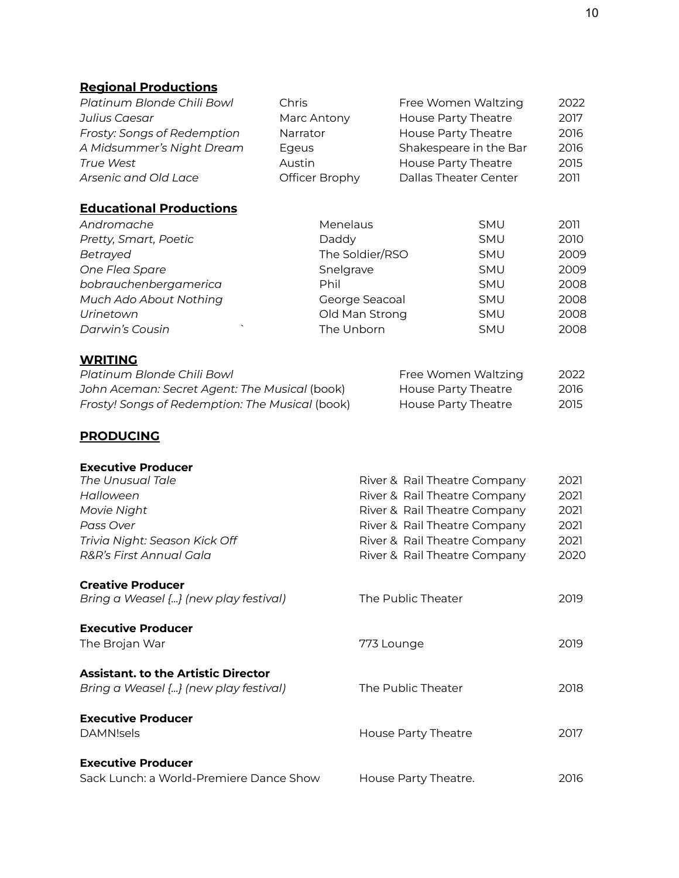## **Regional Productions**

| | | | |
|---|---|---|---|
| *Platinum Blonde Chili Bowl* | Chris | Free Women Waltzing | 2022 |
| *Julius Caesar* | Marc Antony | House Party Theatre | 2017 |
| *Frosty: Songs of Redemption* | Narrator | House Party Theatre | 2016 |
| *A Midsummer's Night Dream* | Egeus | Shakespeare in the Bar | 2016 |
| *True West* | Austin | House Party Theatre | 2015 |
| *Arsenic and Old Lace* | Officer Brophy | Dallas Theater Center | 2011 |

## **Educational Productions**

| | | | |
|---|---|---|---|
| *Andromache* | Menelaus | SMU | 2011 |
| *Pretty, Smart, Poetic* | Daddy | SMU | 2010 |
| *Betrayed* | The Soldier/RSO | SMU | 2009 |
| *One Flea Spare* | Snelgrave | SMU | 2009 |
| *bobrauchenbergamerica* | Phil | SMU | 2008 |
| *Much Ado About Nothing* | George Seacoal | SMU | 2008 |
| *Urinetown* | Old Man Strong | SMU | 2008 |
| *Darwin's Cousin* ` | The Unborn | SMU | 2008 |

## **WRITING**

| | | |
|---|---|---|
| *Platinum Blonde Chili Bowl* | Free Women Waltzing | 2022 |
| *John Aceman: Secret Agent: The Musical* (book) | House Party Theatre | 2016 |
| *Frosty! Songs of Redemption: The Musical* (book) | House Party Theatre | 2015 |

## **PRODUCING**

**Executive Producer**

| | | |
|---|---|---|
| *The Unusual Tale* | River & Rail Theatre Company | 2021 |
| *Halloween* | River & Rail Theatre Company | 2021 |
| *Movie Night* | River & Rail Theatre Company | 2021 |
| *Pass Over* | River & Rail Theatre Company | 2021 |
| *Trivia Night: Season Kick Off* | River & Rail Theatre Company | 2021 |
| *R&R's First Annual Gala* | River & Rail Theatre Company | 2020 |

**Creative Producer**

| | | |
|---|---|---|
| *Bring a Weasel {...} (new play festival)* | The Public Theater | 2019 |

**Executive Producer**

| | | |
|---|---|---|
| The Brojan War | 773 Lounge | 2019 |

**Assistant. to the Artistic Director**

| | | |
|---|---|---|
| *Bring a Weasel {...} (new play festival)* | The Public Theater | 2018 |

**Executive Producer**

| | | |
|---|---|---|
| DAMN!sels | House Party Theatre | 2017 |

**Executive Producer**

| | | |
|---|---|---|
| Sack Lunch: a World-Premiere Dance Show | House Party Theatre. | 2016 |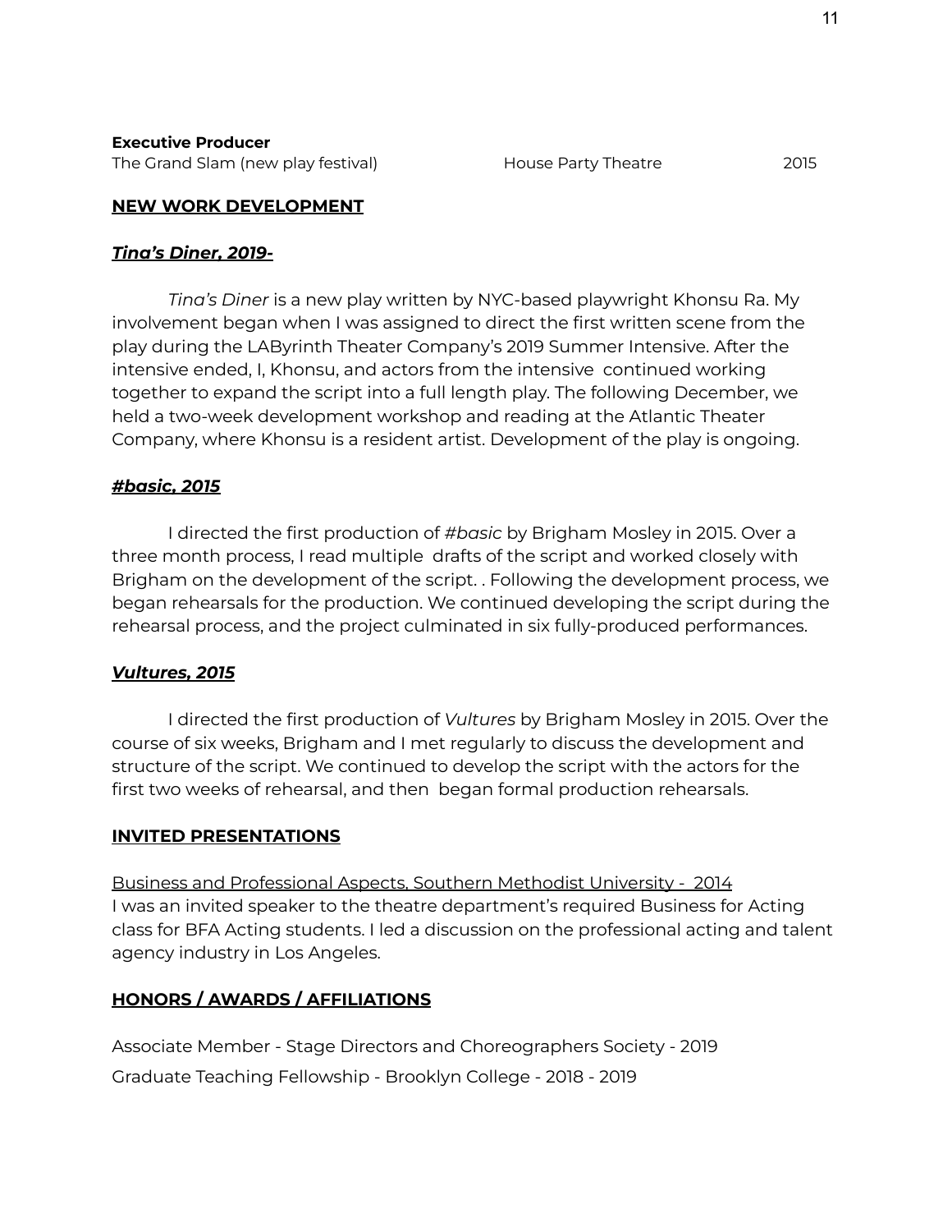**Executive Producer**
The Grand Slam (new play festival) House Party Theatre 2015

## NEW WORK DEVELOPMENT

### ***Tina's Diner, 2019-***

*Tina's Diner* is a new play written by NYC-based playwright Khonsu Ra. My involvement began when I was assigned to direct the first written scene from the play during the LAByrinth Theater Company's 2019 Summer Intensive. After the intensive ended, I, Khonsu, and actors from the intensive continued working together to expand the script into a full length play. The following December, we held a two-week development workshop and reading at the Atlantic Theater Company, where Khonsu is a resident artist. Development of the play is ongoing.

### ***#basic, 2015***

I directed the first production of *#basic* by Brigham Mosley in 2015. Over a three month process, I read multiple drafts of the script and worked closely with Brigham on the development of the script. . Following the development process, we began rehearsals for the production. We continued developing the script during the rehearsal process, and the project culminated in six fully-produced performances.

### ***Vultures, 2015***

I directed the first production of *Vultures* by Brigham Mosley in 2015. Over the course of six weeks, Brigham and I met regularly to discuss the development and structure of the script. We continued to develop the script with the actors for the first two weeks of rehearsal, and then began formal production rehearsals.

## INVITED PRESENTATIONS

Business and Professional Aspects, Southern Methodist University - 2014
I was an invited speaker to the theatre department's required Business for Acting class for BFA Acting students. I led a discussion on the professional acting and talent agency industry in Los Angeles.

## HONORS / AWARDS / AFFILIATIONS

Associate Member - Stage Directors and Choreographers Society - 2019

Graduate Teaching Fellowship - Brooklyn College - 2018 - 2019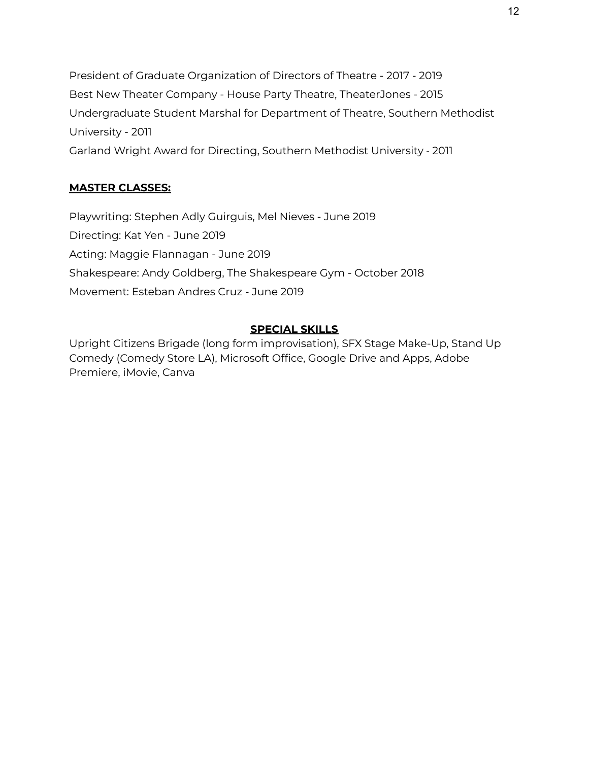President of Graduate Organization of Directors of Theatre - 2017 - 2019

Best New Theater Company - House Party Theatre, TheaterJones - 2015

Undergraduate Student Marshal for Department of Theatre, Southern Methodist University - 2011

Garland Wright Award for Directing, Southern Methodist University - 2011

**MASTER CLASSES:**

Playwriting: Stephen Adly Guirguis, Mel Nieves - June 2019

Directing: Kat Yen - June 2019

Acting: Maggie Flannagan - June 2019

Shakespeare: Andy Goldberg, The Shakespeare Gym - October 2018

Movement: Esteban Andres Cruz - June 2019

**SPECIAL SKILLS**

Upright Citizens Brigade (long form improvisation), SFX Stage Make-Up, Stand Up Comedy (Comedy Store LA), Microsoft Office, Google Drive and Apps, Adobe Premiere, iMovie, Canva